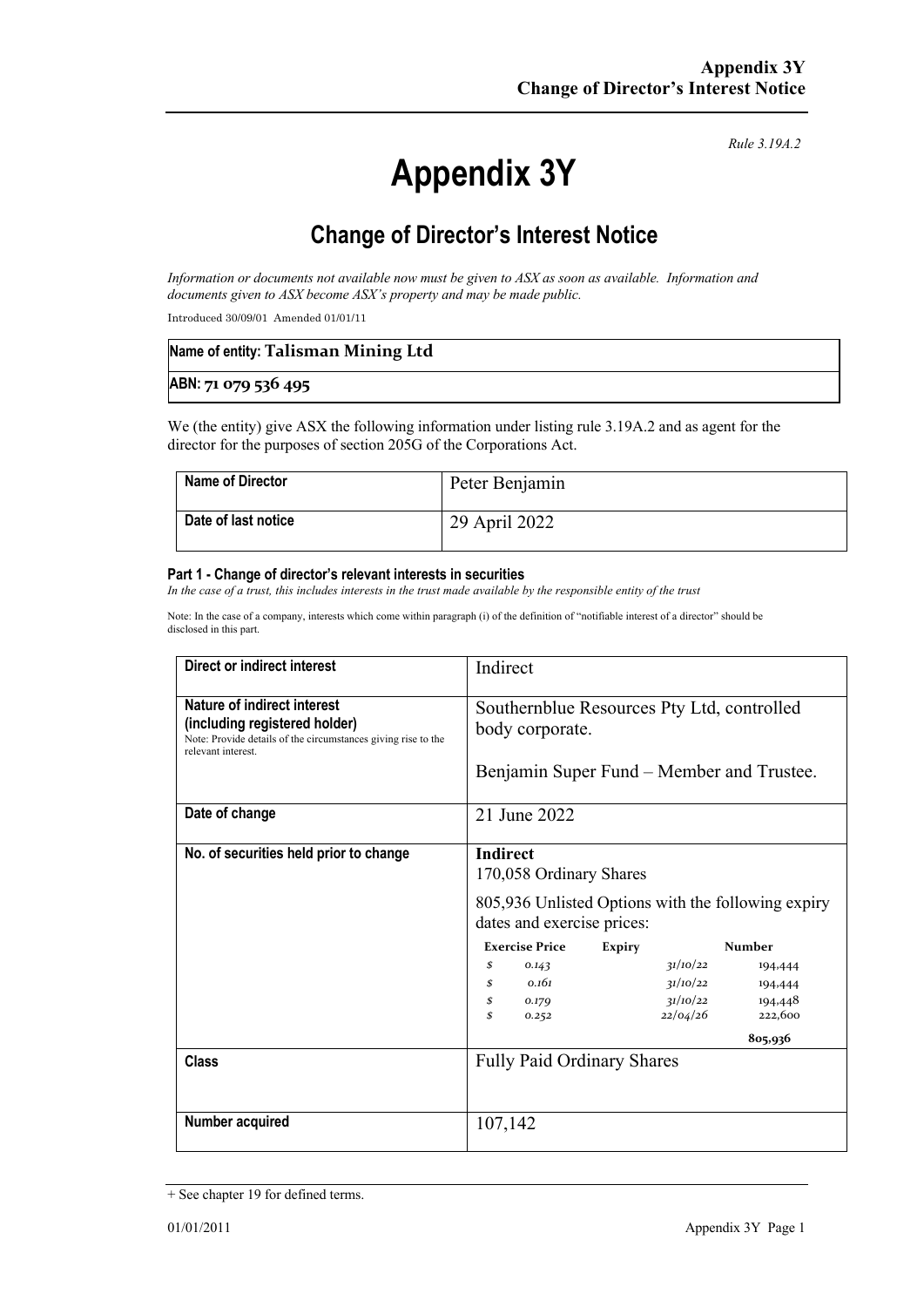*Rule 3.19A.2*

# Appendix 3Y

## Change of Director's Interest Notice

*Information or documents not available now must be given to ASX as soon as available. Information and documents given to ASX become ASX's property and may be made public.*

Introduced 30/09/01 Amended 01/01/11

| Name of entity: Talisman Mining Ltd |
|---|
| ABN: 71 079 536 495 |

We (the entity) give ASX the following information under listing rule 3.19A.2 and as agent for the director for the purposes of section 205G of the Corporations Act.

| Name of Director | Peter Benjamin |
|---|---|
| Date of last notice | 29 April 2022 |

#### Part 1 - Change of director's relevant interests in securities

*In the case of a trust, this includes interests in the trust made available by the responsible entity of the trust*

Note: In the case of a company, interests which come within paragraph (i) of the definition of "notifiable interest of a director" should be disclosed in this part.

| Direct or indirect interest | Indirect |
|---|---|
| **Nature of indirect interest (including registered holder)** Note: Provide details of the circumstances giving rise to the relevant interest. | Southernblue Resources Pty Ltd, controlled body corporate.<br><br>Benjamin Super Fund – Member and Trustee. |
| Date of change | 21 June 2022 |
| No. of securities held prior to change | **Indirect**<br>170,058 Ordinary Shares<br><br>805,936 Unlisted Options with the following expiry dates and exercise prices:<br><br>**Exercise Price** / **Expiry** / **Number**<br>$ 0.143 / 31/10/22 / 194,444<br>$ 0.161 / 31/10/22 / 194,444<br>$ 0.179 / 31/10/22 / 194,448<br>$ 0.252 / 22/04/26 / 222,600<br>**805,936** |
| Class | Fully Paid Ordinary Shares |
| Number acquired | 107,142 |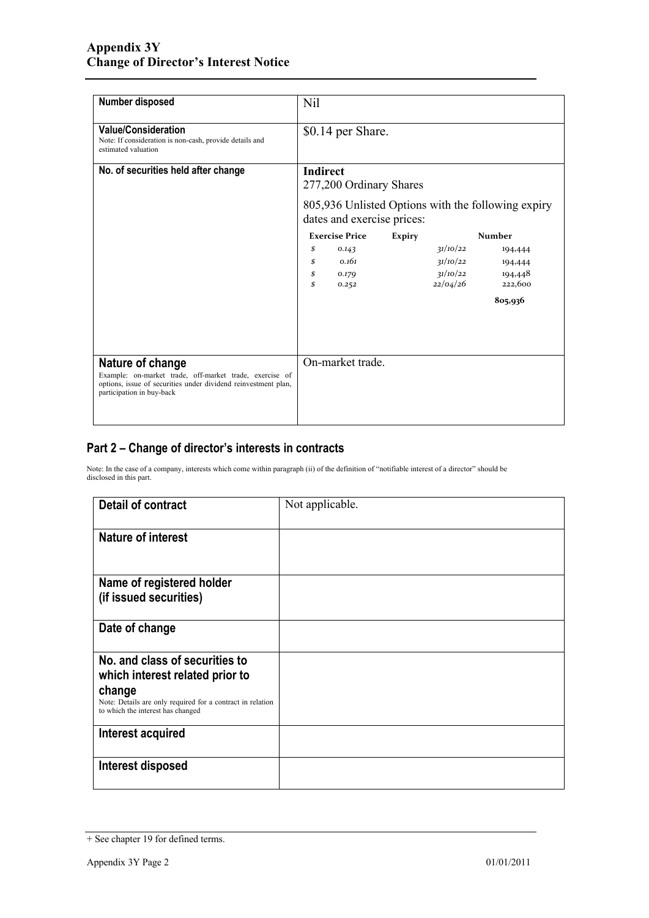| Number disposed | Nil |
| --- | --- |
| **Value/Consideration**<br>Note: If consideration is non-cash, provide details and estimated valuation | $0.14 per Share. |
| **No. of securities held after change** | **Indirect**<br>277,200 Ordinary Shares<br><br>805,936 Unlisted Options with the following expiry dates and exercise prices:<br><br>**Exercise Price** / **Expiry** / **Number**<br>$ 0.143 / 31/10/22 / 194,444<br>$ 0.161 / 31/10/22 / 194,444<br>$ 0.179 / 31/10/22 / 194,448<br>$ 0.252 / 22/04/26 / 222,600<br>**805,936** |
| **Nature of change**<br>Example: on-market trade, off-market trade, exercise of options, issue of securities under dividend reinvestment plan, participation in buy-back | On-market trade. |

## Part 2 – Change of director's interests in contracts

Note: In the case of a company, interests which come within paragraph (ii) of the definition of "notifiable interest of a director" should be disclosed in this part.

| Detail of contract | Not applicable. |
| --- | --- |
| **Nature of interest** | |
| **Name of registered holder (if issued securities)** | |
| **Date of change** | |
| **No. and class of securities to which interest related prior to change**<br>Note: Details are only required for a contract in relation to which the interest has changed | |
| **Interest acquired** | |
| **Interest disposed** | |

+ See chapter 19 for defined terms.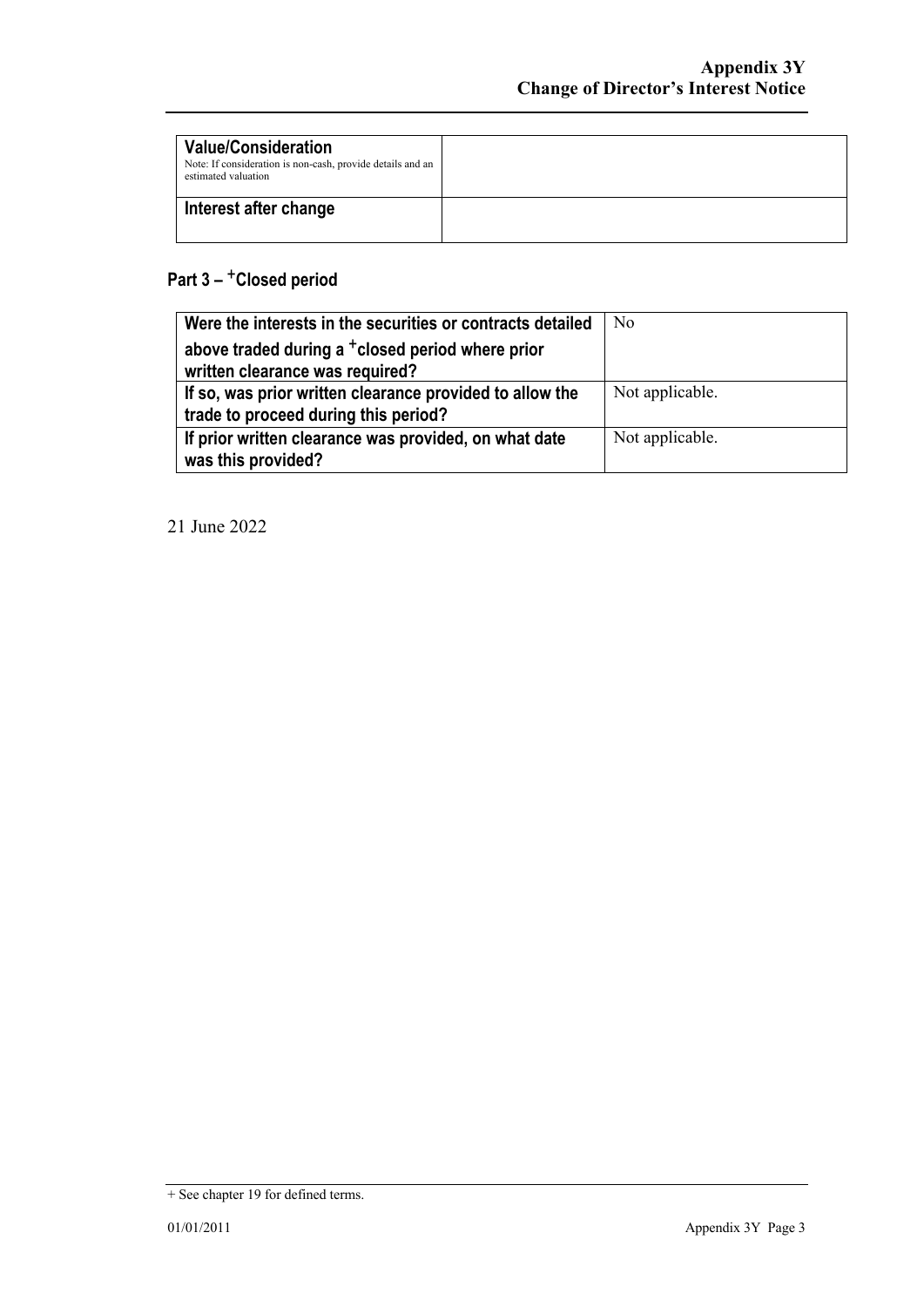| | |
|---|---|
| **Value/Consideration**<br>Note: If consideration is non-cash, provide details and an estimated valuation | |
| **Interest after change** | |

## Part 3 – +Closed period

| | |
|---|---|
| **Were the interests in the securities or contracts detailed above traded during a +closed period where prior written clearance was required?** | No |
| **If so, was prior written clearance provided to allow the trade to proceed during this period?** | Not applicable. |
| **If prior written clearance was provided, on what date was this provided?** | Not applicable. |

21 June 2022

+ See chapter 19 for defined terms.